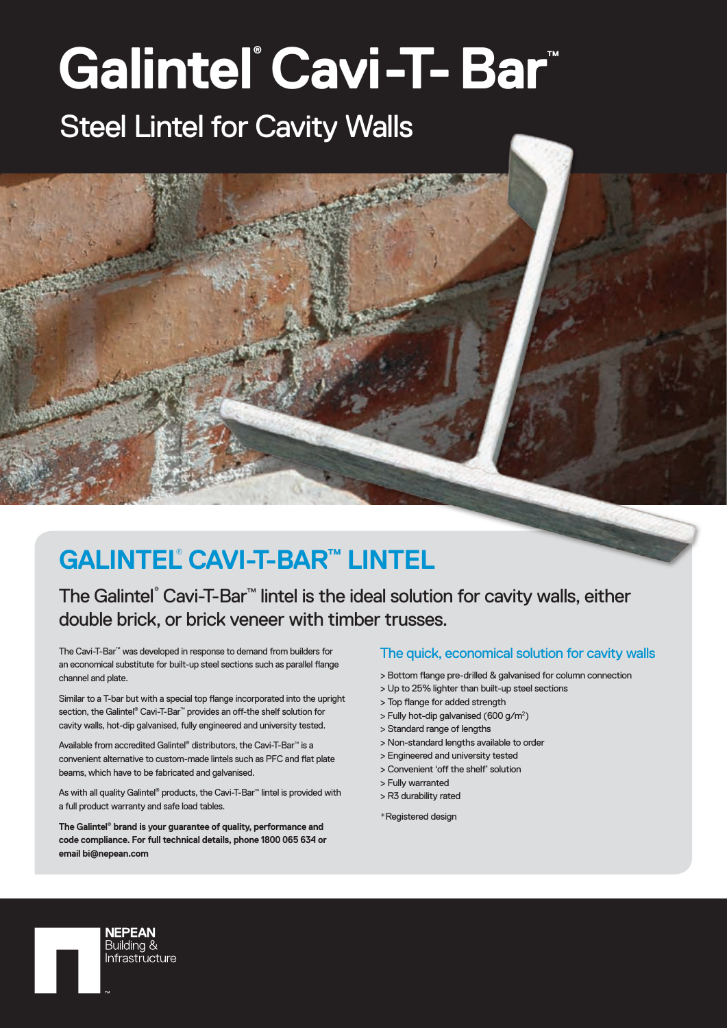# Galintel® Cavi-T- Bar™

## Steel Lintel for Cavity Walls

## GALINTEL® CAVI-T-BAR™ LINTEL

### The Galintel® Cavi-T-Bar™ lintel is the ideal solution for cavity walls, either double brick, or brick veneer with timber trusses.

The Cavi-T-Bar™ was developed in response to demand from builders for an economical substitute for built-up steel sections such as parallel flange channel and plate.

Similar to a T-bar but with a special top flange incorporated into the upright section, the Galintel® Cavi-T-Bar™ provides an off-the shelf solution for cavity walls, hot-dip galvanised, fully engineered and university tested.

Available from accredited Galintel® distributors, the Cavi-T-Bar™ is a convenient alternative to custom-made lintels such as PFC and flat plate beams, which have to be fabricated and galvanised.

As with all quality Galintel® products, the Cavi-T-Bar™ lintel is provided with a full product warranty and safe load tables.

**The Galintel® brand is your guarantee of quality, performance and code compliance. For full technical details, phone 1800 065 634 or email bi@nepean.com**

### The quick, economical solution for cavity walls

> Bottom flange pre-drilled & galvanised for column connection
> Up to 25% lighter than built-up steel sections
> Top flange for added strength
> Fully hot-dip galvanised (600 g/m²)
> Standard range of lengths
> Non-standard lengths available to order
> Engineered and university tested
> Convenient 'off the shelf' solution
> Fully warranted
> R3 durability rated

*Registered design

NEPEAN Building & Infrastructure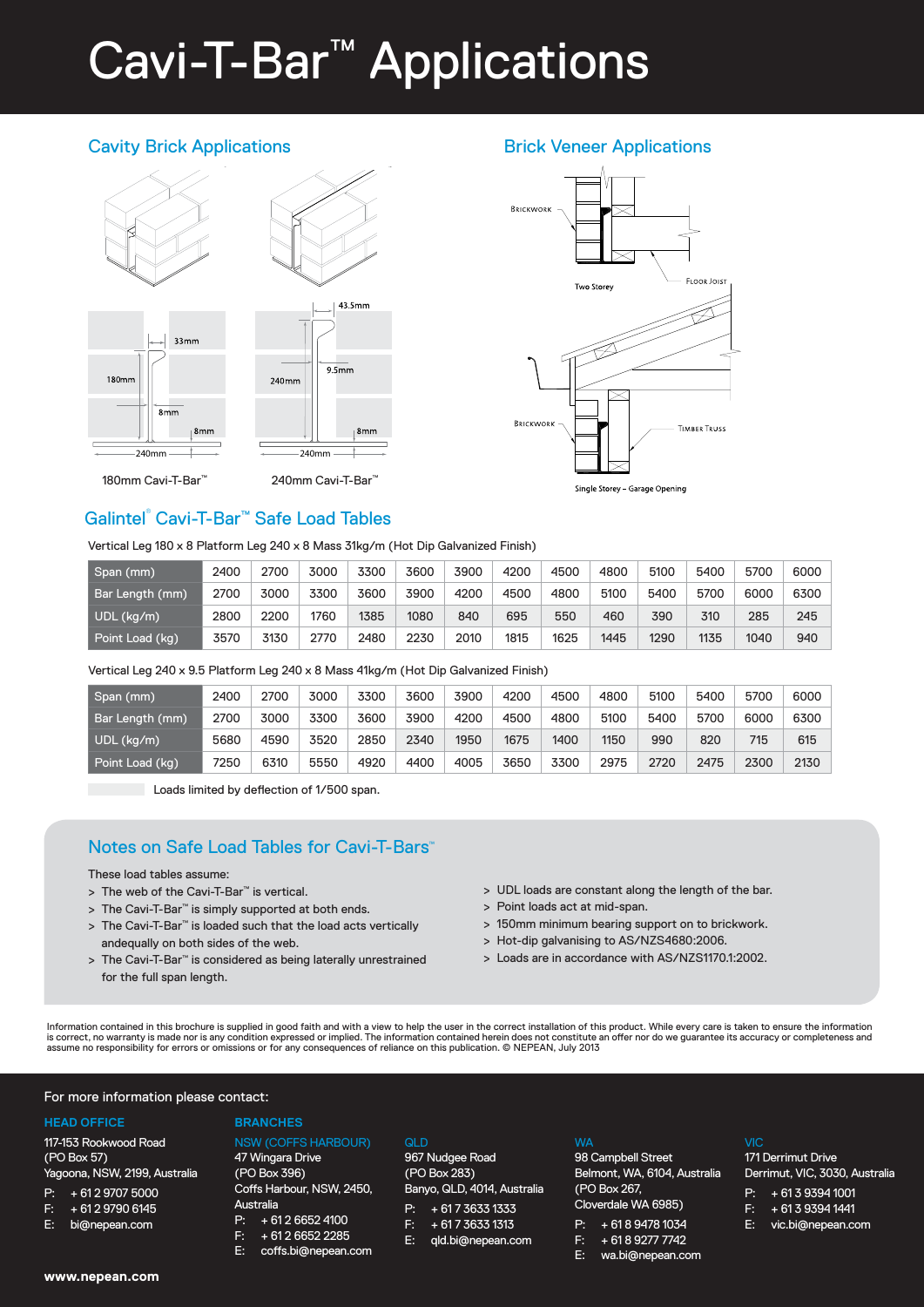# Cavi-T-Bar™ Applications

## Cavity Brick Applications

33mm

180mm

8mm

8mm

240mm

180mm Cavi-T-Bar™

43.5mm

9.5mm

240mm

8mm

240mm

240mm Cavi-T-Bar™

## Brick Veneer Applications

Brickwork

Floor Joist

Two Storey

Brickwork

Timber Truss

Single Storey – Garage Opening

## Galintel® Cavi-T-Bar™ Safe Load Tables

Vertical Leg 180 x 8 Platform Leg 240 x 8 Mass 31kg/m (Hot Dip Galvanized Finish)

| Span (mm) | 2400 | 2700 | 3000 | 3300 | 3600 | 3900 | 4200 | 4500 | 4800 | 5100 | 5400 | 5700 | 6000 |
|---|---|---|---|---|---|---|---|---|---|---|---|---|---|
| Bar Length (mm) | 2700 | 3000 | 3300 | 3600 | 3900 | 4200 | 4500 | 4800 | 5100 | 5400 | 5700 | 6000 | 6300 |
| UDL (kg/m) | 2800 | 2200 | 1760 | 1385 | 1080 | 840 | 695 | 550 | 460 | 390 | 310 | 285 | 245 |
| Point Load (kg) | 3570 | 3130 | 2770 | 2480 | 2230 | 2010 | 1815 | 1625 | 1445 | 1290 | 1135 | 1040 | 940 |

Vertical Leg 240 x 9.5 Platform Leg 240 x 8 Mass 41kg/m (Hot Dip Galvanized Finish)

| Span (mm) | 2400 | 2700 | 3000 | 3300 | 3600 | 3900 | 4200 | 4500 | 4800 | 5100 | 5400 | 5700 | 6000 |
|---|---|---|---|---|---|---|---|---|---|---|---|---|---|
| Bar Length (mm) | 2700 | 3000 | 3300 | 3600 | 3900 | 4200 | 4500 | 4800 | 5100 | 5400 | 5700 | 6000 | 6300 |
| UDL (kg/m) | 5680 | 4590 | 3520 | 2850 | 2340 | 1950 | 1675 | 1400 | 1150 | 990 | 820 | 715 | 615 |
| Point Load (kg) | 7250 | 6310 | 5550 | 4920 | 4400 | 4005 | 3650 | 3300 | 2975 | 2720 | 2475 | 2300 | 2130 |

Loads limited by deflection of 1/500 span.

## Notes on Safe Load Tables for Cavi-T-Bars™

These load tables assume:

- The web of the Cavi-T-Bar™ is vertical.
- The Cavi-T-Bar™ is simply supported at both ends.
- The Cavi-T-Bar™ is loaded such that the load acts vertically andequally on both sides of the web.
- The Cavi-T-Bar™ is considered as being laterally unrestrained for the full span length.
- UDL loads are constant along the length of the bar.
- Point loads act at mid-span.
- 150mm minimum bearing support on to brickwork.
- Hot-dip galvanising to AS/NZS4680:2006.
- Loads are in accordance with AS/NZS1170.1:2002.

Information contained in this brochure is supplied in good faith and with a view to help the user in the correct installation of this product. While every care is taken to ensure the information is correct, no warranty is made nor is any condition expressed or implied. The information contained herein does not constitute an offer nor do we guarantee its accuracy or completeness and assume no responsibility for errors or omissions or for any consequences of reliance on this publication. © NEPEAN, July 2013

For more information please contact:

**HEAD OFFICE**
117-153 Rookwood Road
(PO Box 57)
Yagoona, NSW, 2199, Australia
P: + 61 2 9707 5000
F: + 61 2 9790 6145
E: bi@nepean.com

**BRANCHES**

**NSW (COFFS HARBOUR)**
47 Wingara Drive
(PO Box 396)
Coffs Harbour, NSW, 2450, Australia
P: + 61 2 6652 4100
F: + 61 2 6652 2285
E: coffs.bi@nepean.com

**QLD**
967 Nudgee Road
(PO Box 283)
Banyo, QLD, 4014, Australia
P: + 61 7 3633 1333
F: + 61 7 3633 1313
E: qld.bi@nepean.com

**WA**
98 Campbell Street
Belmont, WA, 6104, Australia
(PO Box 267, Cloverdale WA 6985)
P: + 61 8 9478 1034
F: + 61 8 9277 7742
E: wa.bi@nepean.com

**VIC**
171 Derrimut Drive
Derrimut, VIC, 3030, Australia
P: + 61 3 9394 1001
F: + 61 3 9394 1441
E: vic.bi@nepean.com

**www.nepean.com**